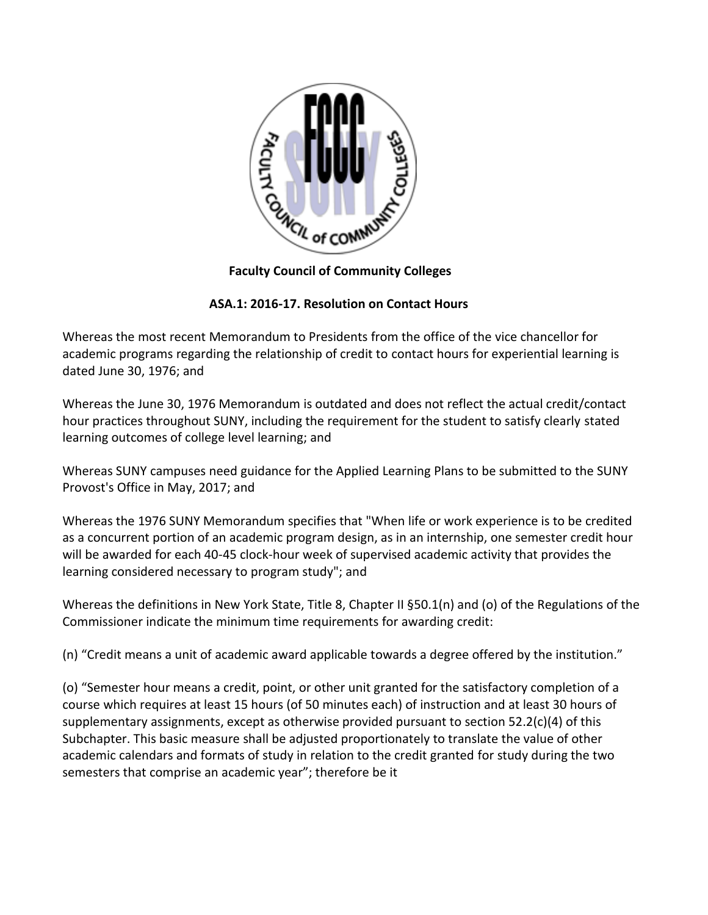**Faculty Council of Community Colleges**

**ASA.1: 2016-17. Resolution on Contact Hours**

Whereas the most recent Memorandum to Presidents from the office of the vice chancellor for academic programs regarding the relationship of credit to contact hours for experiential learning is dated June 30, 1976; and

Whereas the June 30, 1976 Memorandum is outdated and does not reflect the actual credit/contact hour practices throughout SUNY, including the requirement for the student to satisfy clearly stated learning outcomes of college level learning; and

Whereas SUNY campuses need guidance for the Applied Learning Plans to be submitted to the SUNY Provost's Office in May, 2017; and

Whereas the 1976 SUNY Memorandum specifies that "When life or work experience is to be credited as a concurrent portion of an academic program design, as in an internship, one semester credit hour will be awarded for each 40-45 clock-hour week of supervised academic activity that provides the learning considered necessary to program study"; and

Whereas the definitions in New York State, Title 8, Chapter II §50.1(n) and (o) of the Regulations of the Commissioner indicate the minimum time requirements for awarding credit:

(n) “Credit means a unit of academic award applicable towards a degree offered by the institution.”

(o) “Semester hour means a credit, point, or other unit granted for the satisfactory completion of a course which requires at least 15 hours (of 50 minutes each) of instruction and at least 30 hours of supplementary assignments, except as otherwise provided pursuant to section 52.2(c)(4) of this Subchapter. This basic measure shall be adjusted proportionately to translate the value of other academic calendars and formats of study in relation to the credit granted for study during the two semesters that comprise an academic year”; therefore be it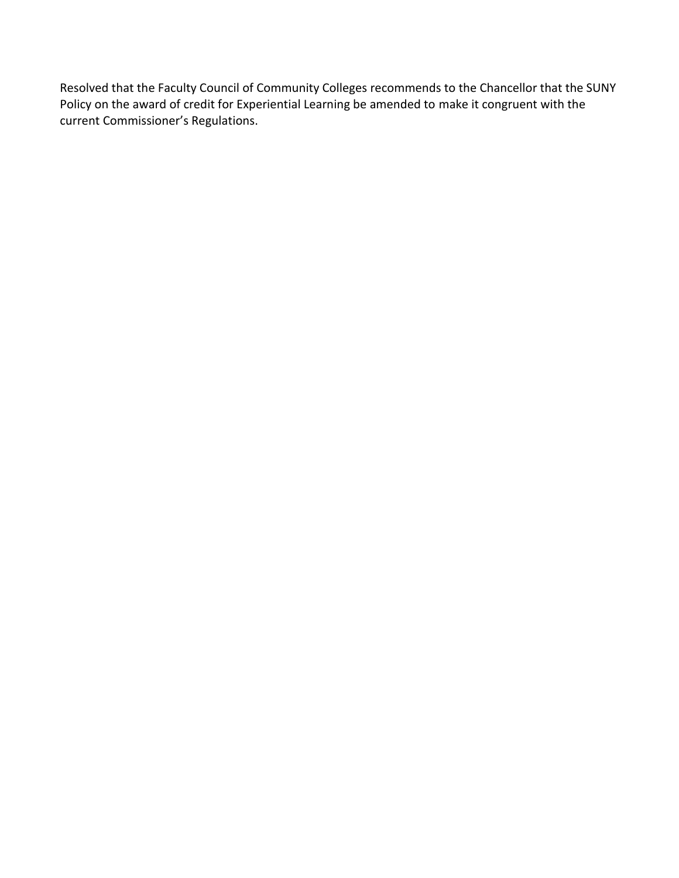Resolved that the Faculty Council of Community Colleges recommends to the Chancellor that the SUNY Policy on the award of credit for Experiential Learning be amended to make it congruent with the current Commissioner's Regulations.